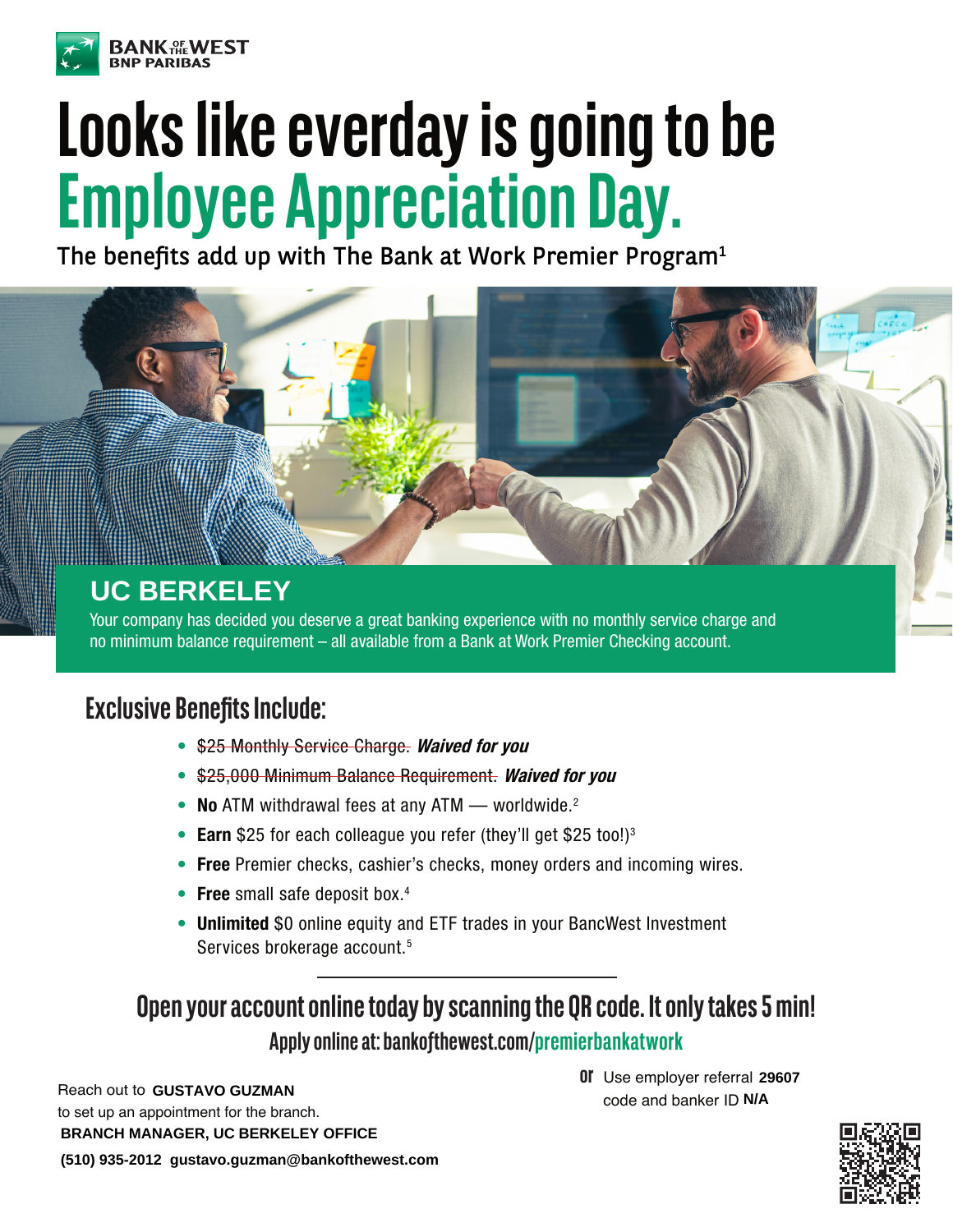BANK OF THE WEST
BNP PARIBAS

# Looks like everday is going to be Employee Appreciation Day.

The benefits add up with The Bank at Work Premier Program[1]

## UC BERKELEY

Your company has decided you deserve a great banking experience with no monthly service charge and no minimum balance requirement – all available from a Bank at Work Premier Checking account.

## Exclusive Benefits Include:

- ~~$25 Monthly Service Charge.~~ ***Waived for you***
- ~~$25,000 Minimum Balance Requirement.~~ ***Waived for you***
- **No** ATM withdrawal fees at any ATM — worldwide.[2]
- **Earn** $25 for each colleague you refer (they'll get $25 too!)[3]
- **Free** Premier checks, cashier's checks, money orders and incoming wires.
- **Free** small safe deposit box.[4]
- **Unlimited** $0 online equity and ETF trades in your BancWest Investment Services brokerage account.[5]

## Open your account online today by scanning the QR code. It only takes 5 min!

**Apply online at: bankofthewest.com/premierbankatwork**

Reach out to **GUSTAVO GUZMAN**
to set up an appointment for the branch.
**BRANCH MANAGER, UC BERKELEY OFFICE**
**(510) 935-2012 gustavo.guzman@bankofthewest.com**

**or** Use employer referral code **29607** and banker ID **N/A**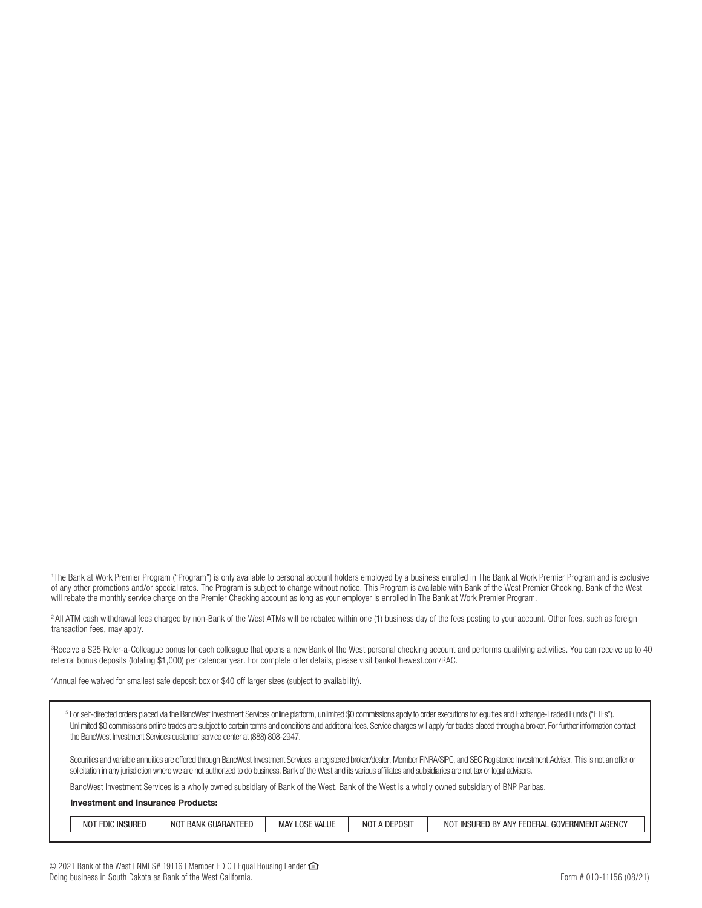[1]The Bank at Work Premier Program ("Program") is only available to personal account holders employed by a business enrolled in The Bank at Work Premier Program and is exclusive of any other promotions and/or special rates. The Program is subject to change without notice. This Program is available with Bank of the West Premier Checking. Bank of the West will rebate the monthly service charge on the Premier Checking account as long as your employer is enrolled in The Bank at Work Premier Program.

[2] All ATM cash withdrawal fees charged by non-Bank of the West ATMs will be rebated within one (1) business day of the fees posting to your account. Other fees, such as foreign transaction fees, may apply.

[3]Receive a $25 Refer-a-Colleague bonus for each colleague that opens a new Bank of the West personal checking account and performs qualifying activities. You can receive up to 40 referral bonus deposits (totaling $1,000) per calendar year. For complete offer details, please visit bankofthewest.com/RAC.

[4]Annual fee waived for smallest safe deposit box or $40 off larger sizes (subject to availability).

[5] For self-directed orders placed via the BancWest Investment Services online platform, unlimited $0 commissions apply to order executions for equities and Exchange-Traded Funds ("ETFs"). Unlimited $0 commissions online trades are subject to certain terms and conditions and additional fees. Service charges will apply for trades placed through a broker. For further information contact the BancWest Investment Services customer service center at (888) 808-2947.

Securities and variable annuities are offered through BancWest Investment Services, a registered broker/dealer, Member FINRA/SIPC, and SEC Registered Investment Adviser. This is not an offer or solicitation in any jurisdiction where we are not authorized to do business. Bank of the West and its various affiliates and subsidiaries are not tax or legal advisors.

BancWest Investment Services is a wholly owned subsidiary of Bank of the West. Bank of the West is a wholly owned subsidiary of BNP Paribas.

**Investment and Insurance Products:**

| | | | | |
|---|---|---|---|---|
| NOT FDIC INSURED | NOT BANK GUARANTEED | MAY LOSE VALUE | NOT A DEPOSIT | NOT INSURED BY ANY FEDERAL GOVERNMENT AGENCY |

© 2021 Bank of the West | NMLS# 19116 | Member FDIC | Equal Housing Lender
Doing business in South Dakota as Bank of the West California.

Form # 010-11156 (08/21)